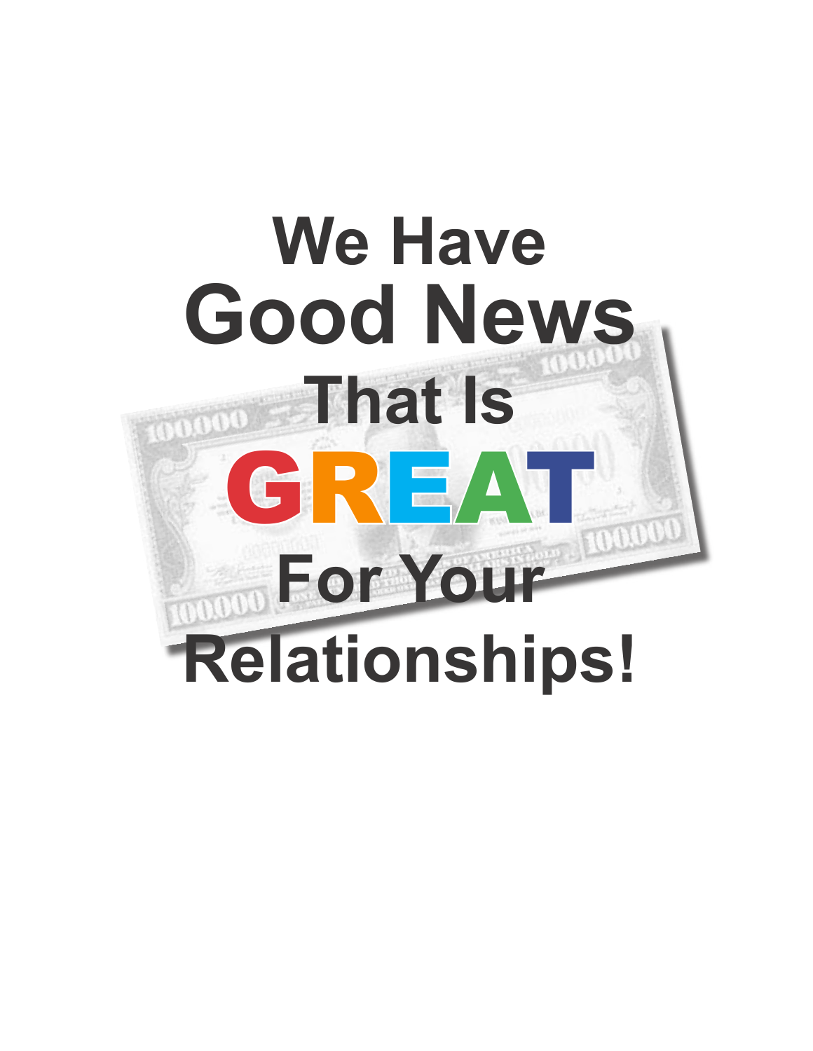# We Have Good News That Is GREAT For Your Relationships!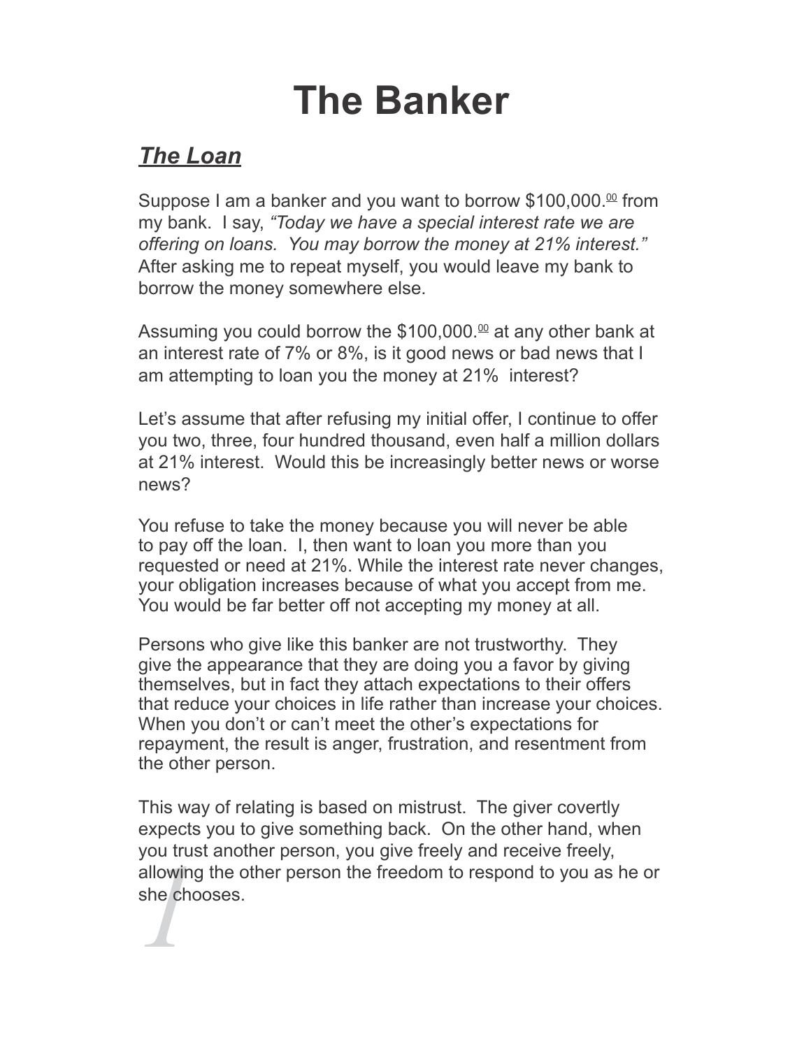# The Banker

## ***The Loan***

Suppose I am a banker and you want to borrow $100,000.00 from my bank. I say, *"Today we have a special interest rate we are offering on loans. You may borrow the money at 21% interest."* After asking me to repeat myself, you would leave my bank to borrow the money somewhere else.

Assuming you could borrow the $100,000.00 at any other bank at an interest rate of 7% or 8%, is it good news or bad news that I am attempting to loan you the money at 21% interest?

Let's assume that after refusing my initial offer, I continue to offer you two, three, four hundred thousand, even half a million dollars at 21% interest. Would this be increasingly better news or worse news?

You refuse to take the money because you will never be able to pay off the loan. I, then want to loan you more than you requested or need at 21%. While the interest rate never changes, your obligation increases because of what you accept from me. You would be far better off not accepting my money at all.

Persons who give like this banker are not trustworthy. They give the appearance that they are doing you a favor by giving themselves, but in fact they attach expectations to their offers that reduce your choices in life rather than increase your choices. When you don't or can't meet the other's expectations for repayment, the result is anger, frustration, and resentment from the other person.

This way of relating is based on mistrust. The giver covertly expects you to give something back. On the other hand, when you trust another person, you give freely and receive freely, allowing the other person the freedom to respond to you as he or she chooses.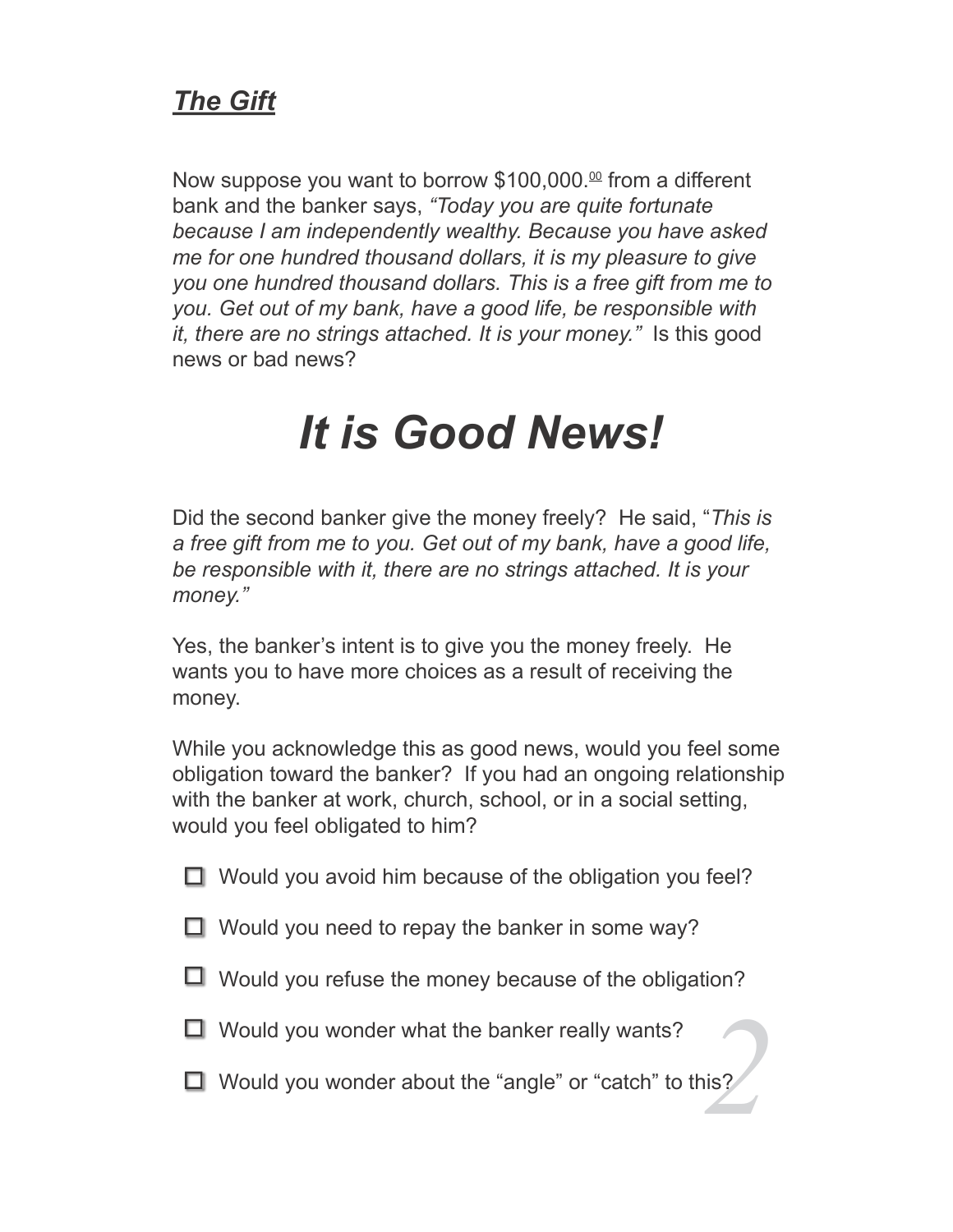***The Gift***

Now suppose you want to borrow \$100,000.[00] from a different bank and the banker says, *"Today you are quite fortunate because I am independently wealthy. Because you have asked me for one hundred thousand dollars, it is my pleasure to give you one hundred thousand dollars. This is a free gift from me to you. Get out of my bank, have a good life, be responsible with it, there are no strings attached. It is your money."* Is this good news or bad news?

# *It is Good News!*

Did the second banker give the money freely? He said, "*This is a free gift from me to you. Get out of my bank, have a good life, be responsible with it, there are no strings attached. It is your money."*

Yes, the banker's intent is to give you the money freely. He wants you to have more choices as a result of receiving the money.

While you acknowledge this as good news, would you feel some obligation toward the banker? If you had an ongoing relationship with the banker at work, church, school, or in a social setting, would you feel obligated to him?

- ☐ Would you avoid him because of the obligation you feel?
- ☐ Would you need to repay the banker in some way?
- ☐ Would you refuse the money because of the obligation?
- ☐ Would you wonder what the banker really wants?
- ☐ Would you wonder about the "angle" or "catch" to this?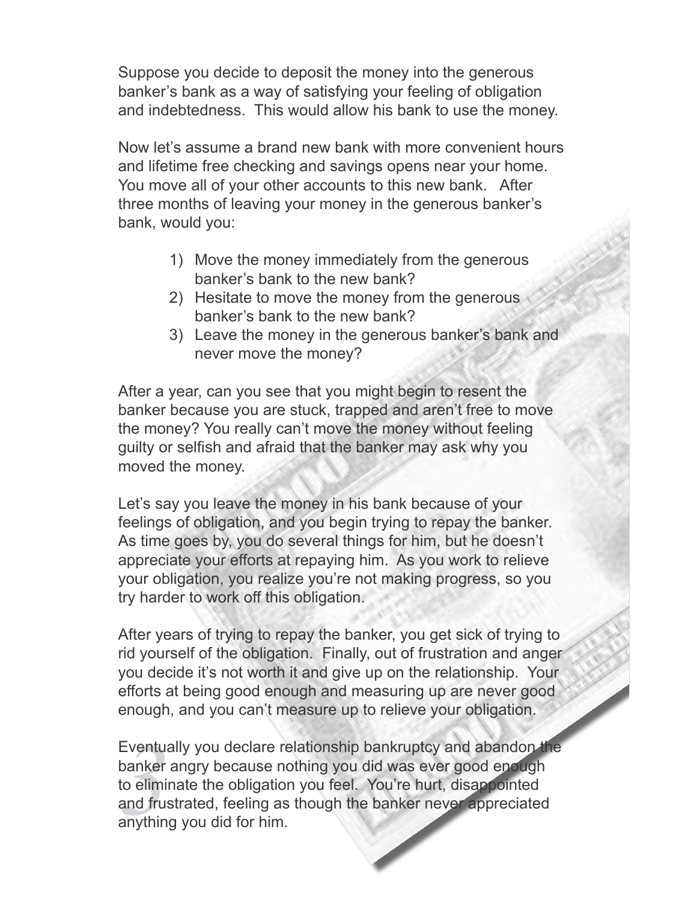Suppose you decide to deposit the money into the generous banker's bank as a way of satisfying your feeling of obligation and indebtedness. This would allow his bank to use the money.

Now let's assume a brand new bank with more convenient hours and lifetime free checking and savings opens near your home. You move all of your other accounts to this new bank. After three months of leaving your money in the generous banker's bank, would you:

1) Move the money immediately from the generous banker's bank to the new bank?
2) Hesitate to move the money from the generous banker's bank to the new bank?
3) Leave the money in the generous banker's bank and never move the money?

After a year, can you see that you might begin to resent the banker because you are stuck, trapped and aren't free to move the money? You really can't move the money without feeling guilty or selfish and afraid that the banker may ask why you moved the money.

Let's say you leave the money in his bank because of your feelings of obligation, and you begin trying to repay the banker. As time goes by, you do several things for him, but he doesn't appreciate your efforts at repaying him. As you work to relieve your obligation, you realize you're not making progress, so you try harder to work off this obligation.

After years of trying to repay the banker, you get sick of trying to rid yourself of the obligation. Finally, out of frustration and anger you decide it's not worth it and give up on the relationship. Your efforts at being good enough and measuring up are never good enough, and you can't measure up to relieve your obligation.

Eventually you declare relationship bankruptcy and abandon the banker angry because nothing you did was ever good enough to eliminate the obligation you feel. You're hurt, disappointed and frustrated, feeling as though the banker never appreciated anything you did for him.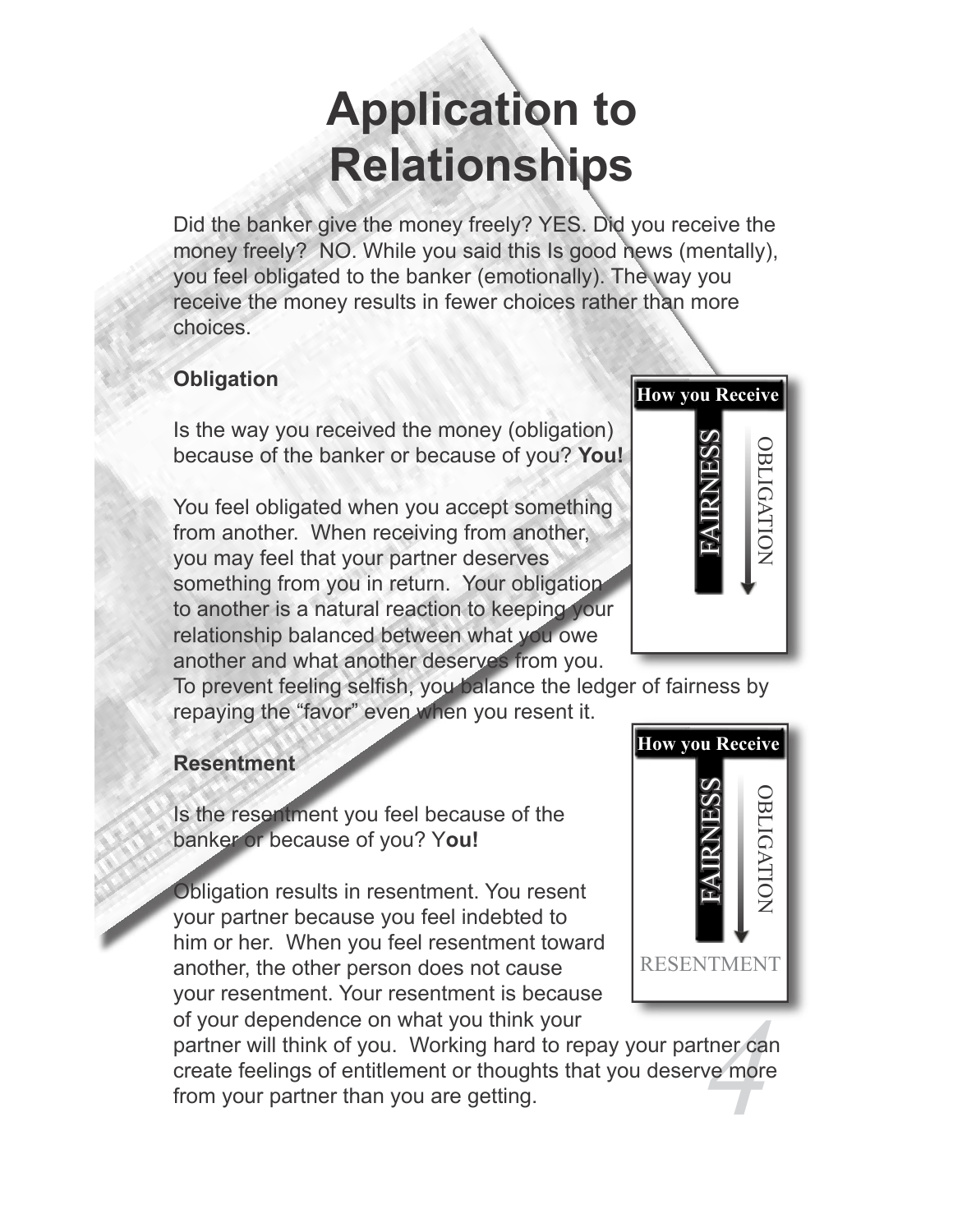# Application to Relationships

Did the banker give the money freely? YES. Did you receive the money freely? NO. While you said this Is good news (mentally), you feel obligated to the banker (emotionally). The way you receive the money results in fewer choices rather than more choices.

**Obligation**

How you Receive

FAIRNESS

OBLIGATION

Is the way you received the money (obligation) because of the banker or because of you? **You!**

You feel obligated when you accept something from another. When receiving from another, you may feel that your partner deserves something from you in return. Your obligation to another is a natural reaction to keeping your relationship balanced between what you owe another and what another deserves from you. To prevent feeling selfish, you balance the ledger of fairness by repaying the "favor" even when you resent it.

**Resentment**

How you Receive

FAIRNESS

OBLIGATION

RESENTMENT

Is the resentment you feel because of the banker or because of you? Y**ou!**

Obligation results in resentment. You resent your partner because you feel indebted to him or her. When you feel resentment toward another, the other person does not cause your resentment. Your resentment is because of your dependence on what you think your partner will think of you. Working hard to repay your partner can create feelings of entitlement or thoughts that you deserve more from your partner than you are getting.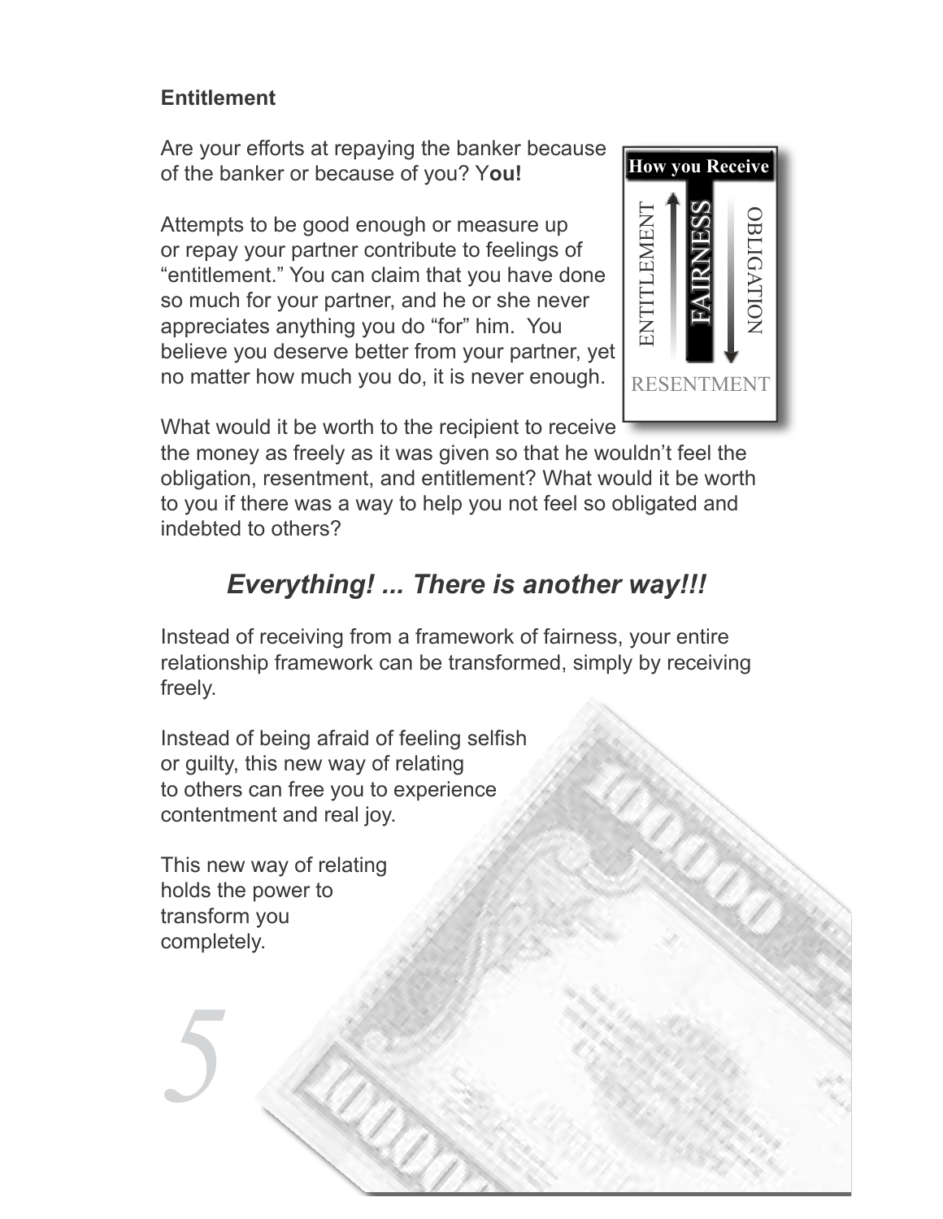**Entitlement**

Are your efforts at repaying the banker because of the banker or because of you? Y**ou!**

Attempts to be good enough or measure up or repay your partner contribute to feelings of "entitlement." You can claim that you have done so much for your partner, and he or she never appreciates anything you do "for" him. You believe you deserve better from your partner, yet no matter how much you do, it is never enough.

**How you Receive**

ENTITLEMENT — FAIRNESS — OBLIGATION

RESENTMENT

What would it be worth to the recipient to receive the money as freely as it was given so that he wouldn't feel the obligation, resentment, and entitlement? What would it be worth to you if there was a way to help you not feel so obligated and indebted to others?

## *Everything! ... There is another way!!!*

Instead of receiving from a framework of fairness, your entire relationship framework can be transformed, simply by receiving freely.

Instead of being afraid of feeling selfish or guilty, this new way of relating to others can free you to experience contentment and real joy.

This new way of relating holds the power to transform you completely.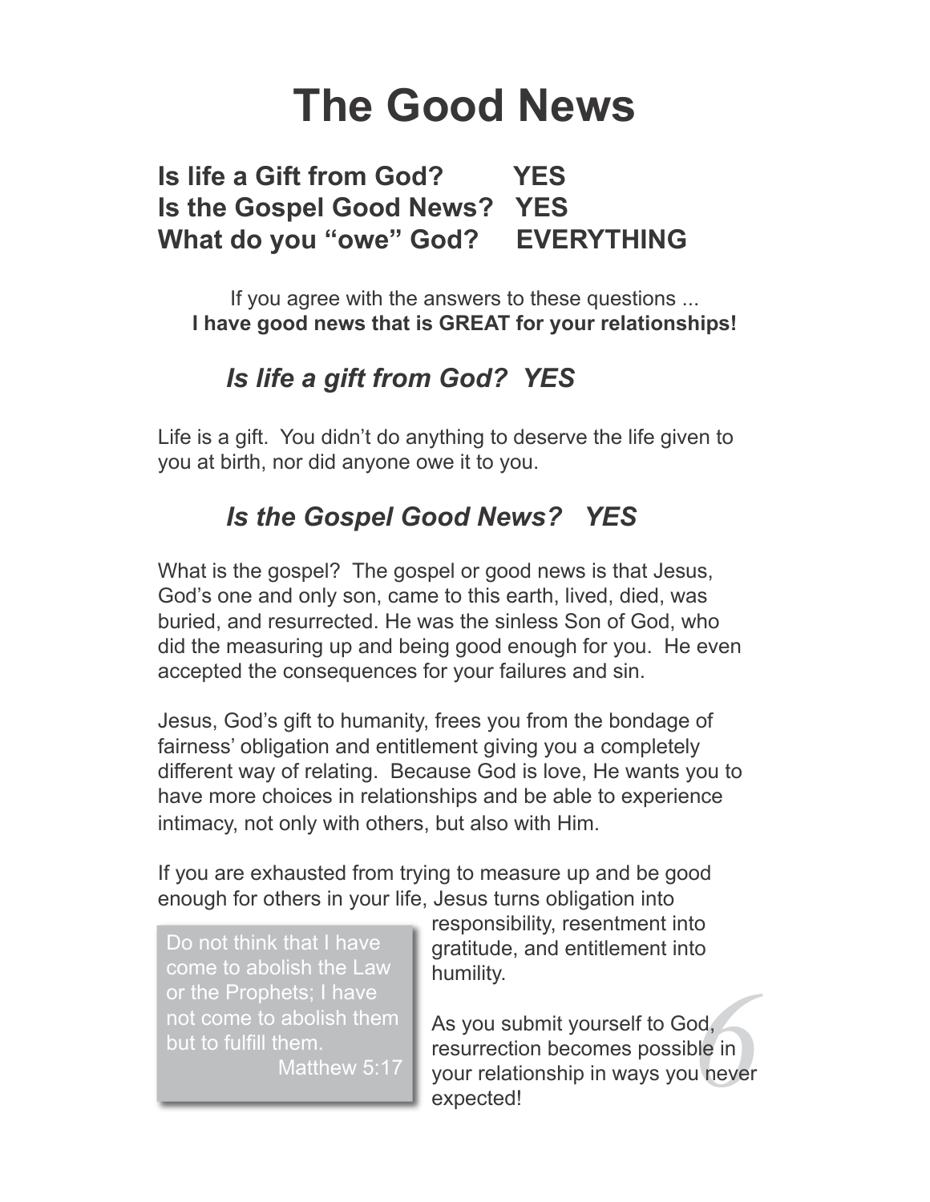# The Good News

**Is life a Gift from God? YES**
**Is the Gospel Good News? YES**
**What do you "owe" God? EVERYTHING**

If you agree with the answers to these questions ...
**I have good news that is GREAT for your relationships!**

## *Is life a gift from God? YES*

Life is a gift. You didn't do anything to deserve the life given to you at birth, nor did anyone owe it to you.

## *Is the Gospel Good News? YES*

What is the gospel? The gospel or good news is that Jesus, God's one and only son, came to this earth, lived, died, was buried, and resurrected. He was the sinless Son of God, who did the measuring up and being good enough for you. He even accepted the consequences for your failures and sin.

Jesus, God's gift to humanity, frees you from the bondage of fairness' obligation and entitlement giving you a completely different way of relating. Because God is love, He wants you to have more choices in relationships and be able to experience intimacy, not only with others, but also with Him.

If you are exhausted from trying to measure up and be good enough for others in your life, Jesus turns obligation into responsibility, resentment into gratitude, and entitlement into humility.

> Do not think that I have come to abolish the Law or the Prophets; I have not come to abolish them but to fulfill them.
> Matthew 5:17

As you submit yourself to God, resurrection becomes possible in your relationship in ways you never expected!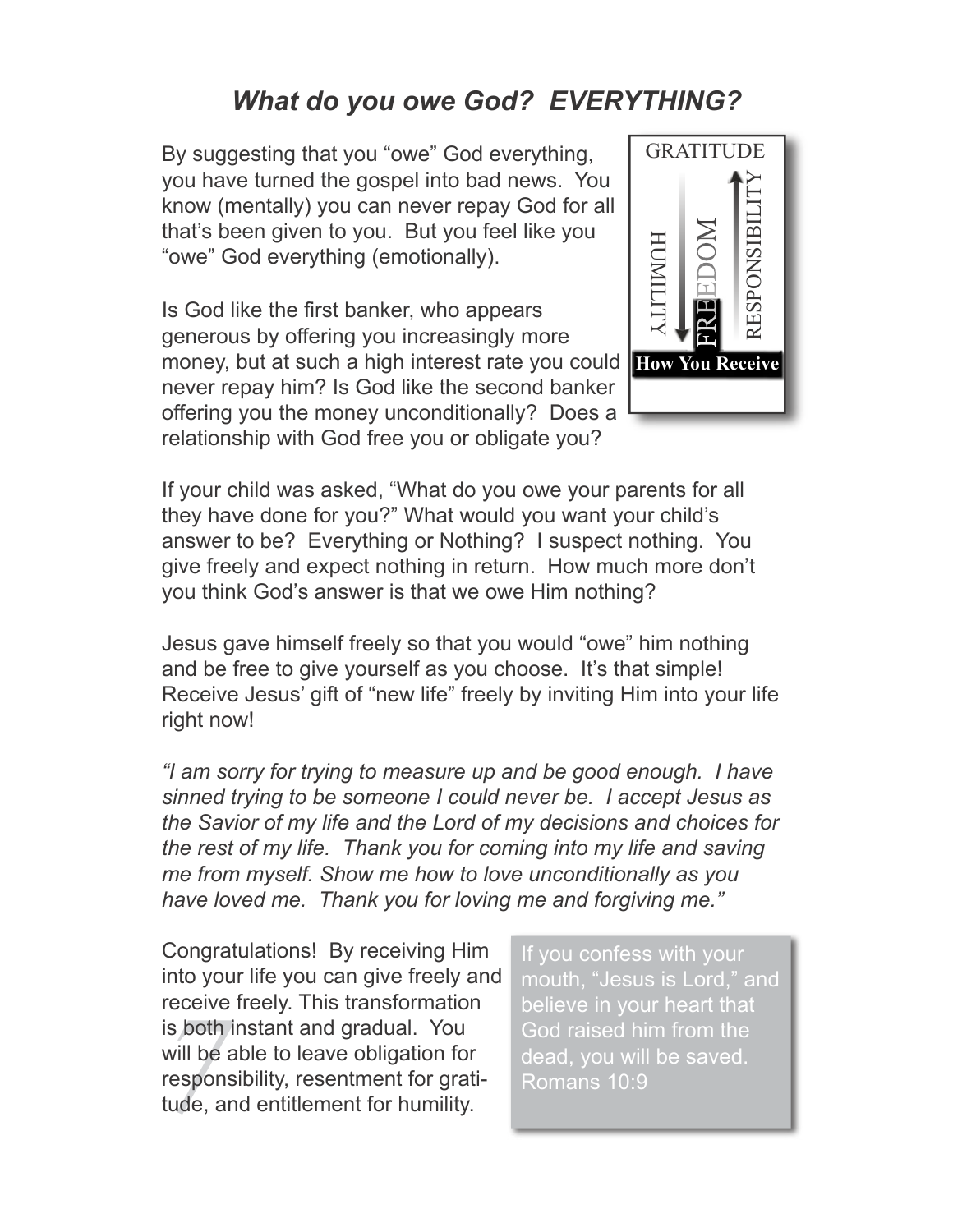## *What do you owe God? EVERYTHING?*

By suggesting that you "owe" God everything, you have turned the gospel into bad news. You know (mentally) you can never repay God for all that's been given to you. But you feel like you "owe" God everything (emotionally).

GRATITUDE

HUMILITY

FREEDOM

RESPONSIBILITY

**How You Receive**

Is God like the first banker, who appears generous by offering you increasingly more money, but at such a high interest rate you could never repay him? Is God like the second banker offering you the money unconditionally? Does a relationship with God free you or obligate you?

If your child was asked, "What do you owe your parents for all they have done for you?" What would you want your child's answer to be? Everything or Nothing? I suspect nothing. You give freely and expect nothing in return. How much more don't you think God's answer is that we owe Him nothing?

Jesus gave himself freely so that you would "owe" him nothing and be free to give yourself as you choose. It's that simple! Receive Jesus' gift of "new life" freely by inviting Him into your life right now!

*"I am sorry for trying to measure up and be good enough. I have sinned trying to be someone I could never be. I accept Jesus as the Savior of my life and the Lord of my decisions and choices for the rest of my life. Thank you for coming into my life and saving me from myself. Show me how to love unconditionally as you have loved me. Thank you for loving me and forgiving me."*

Congratulations! By receiving Him into your life you can give freely and receive freely. This transformation is both instant and gradual. You will be able to leave obligation for responsibility, resentment for gratitude, and entitlement for humility.

> If you confess with your mouth, "Jesus is Lord," and believe in your heart that God raised him from the dead, you will be saved. Romans 10:9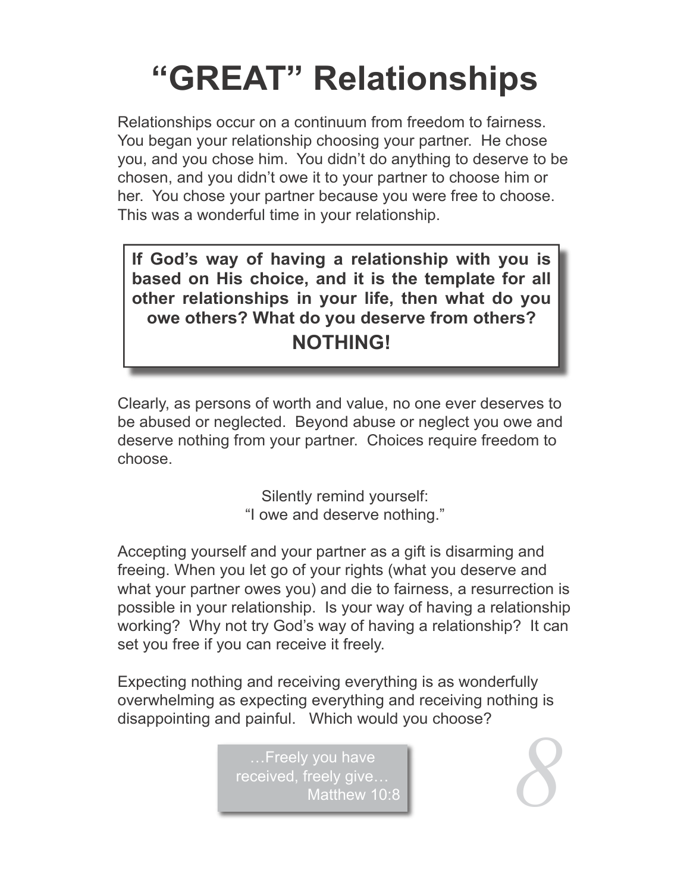# "GREAT" Relationships

Relationships occur on a continuum from freedom to fairness. You began your relationship choosing your partner. He chose you, and you chose him. You didn't do anything to deserve to be chosen, and you didn't owe it to your partner to choose him or her. You chose your partner because you were free to choose. This was a wonderful time in your relationship.

> **If God's way of having a relationship with you is based on His choice, and it is the template for all other relationships in your life, then what do you owe others? What do you deserve from others?**
>
> **NOTHING!**

Clearly, as persons of worth and value, no one ever deserves to be abused or neglected. Beyond abuse or neglect you owe and deserve nothing from your partner. Choices require freedom to choose.

Silently remind yourself:
"I owe and deserve nothing."

Accepting yourself and your partner as a gift is disarming and freeing. When you let go of your rights (what you deserve and what your partner owes you) and die to fairness, a resurrection is possible in your relationship. Is your way of having a relationship working? Why not try God's way of having a relationship? It can set you free if you can receive it freely.

Expecting nothing and receiving everything is as wonderfully overwhelming as expecting everything and receiving nothing is disappointing and painful. Which would you choose?

> …Freely you have received, freely give…
> Matthew 10:8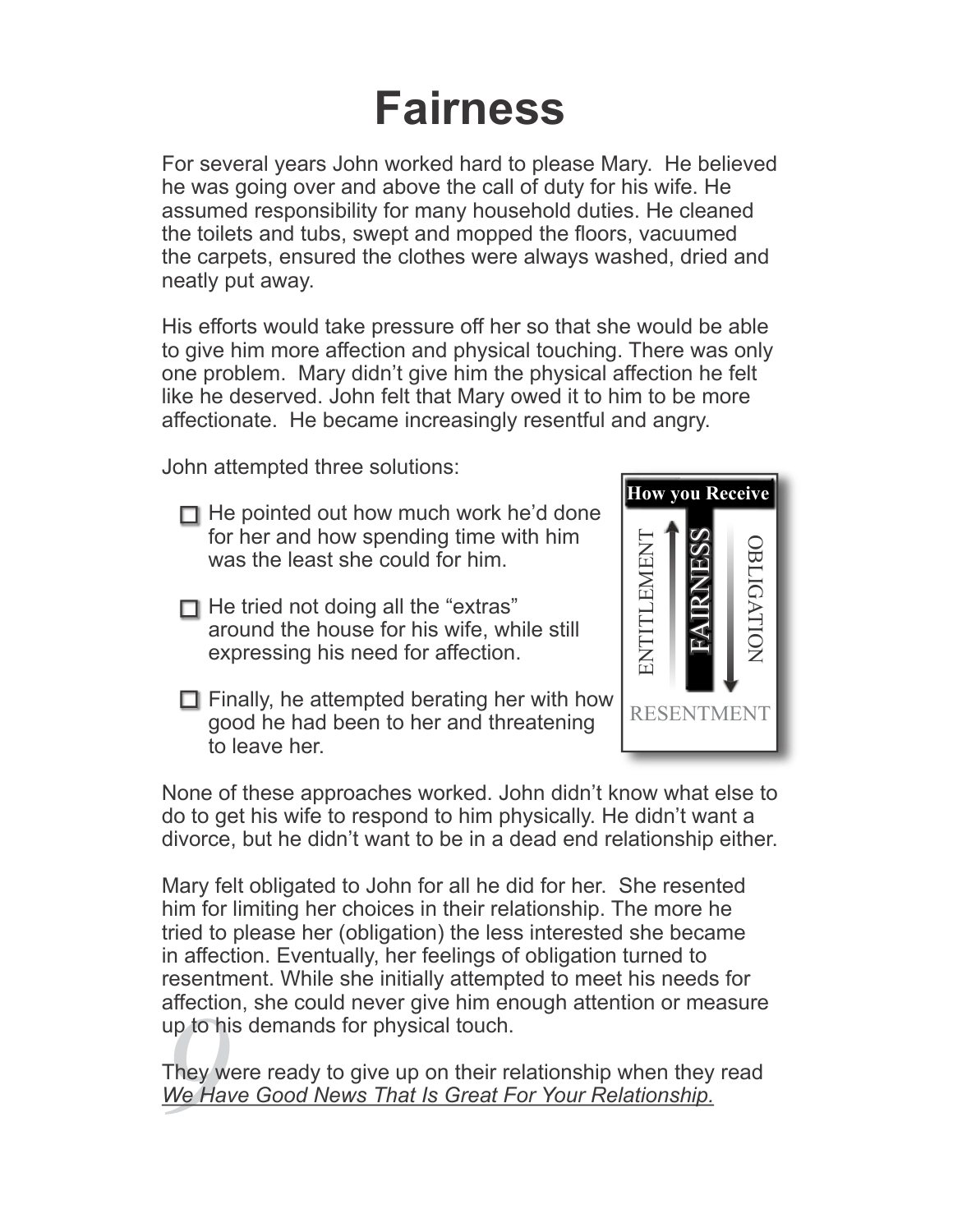# Fairness

For several years John worked hard to please Mary. He believed he was going over and above the call of duty for his wife. He assumed responsibility for many household duties. He cleaned the toilets and tubs, swept and mopped the floors, vacuumed the carpets, ensured the clothes were always washed, dried and neatly put away.

His efforts would take pressure off her so that she would be able to give him more affection and physical touching. There was only one problem. Mary didn't give him the physical affection he felt like he deserved. John felt that Mary owed it to him to be more affectionate. He became increasingly resentful and angry.

John attempted three solutions:

- ☐ He pointed out how much work he'd done for her and how spending time with him was the least she could for him.
- ☐ He tried not doing all the "extras" around the house for his wife, while still expressing his need for affection.
- ☐ Finally, he attempted berating her with how good he had been to her and threatening to leave her.

**How you Receive**

ENTITLEMENT — FAIRNESS — OBLIGATION

RESENTMENT

None of these approaches worked. John didn't know what else to do to get his wife to respond to him physically. He didn't want a divorce, but he didn't want to be in a dead end relationship either.

Mary felt obligated to John for all he did for her. She resented him for limiting her choices in their relationship. The more he tried to please her (obligation) the less interested she became in affection. Eventually, her feelings of obligation turned to resentment. While she initially attempted to meet his needs for affection, she could never give him enough attention or measure up to his demands for physical touch.

They were ready to give up on their relationship when they read *We Have Good News That Is Great For Your Relationship.*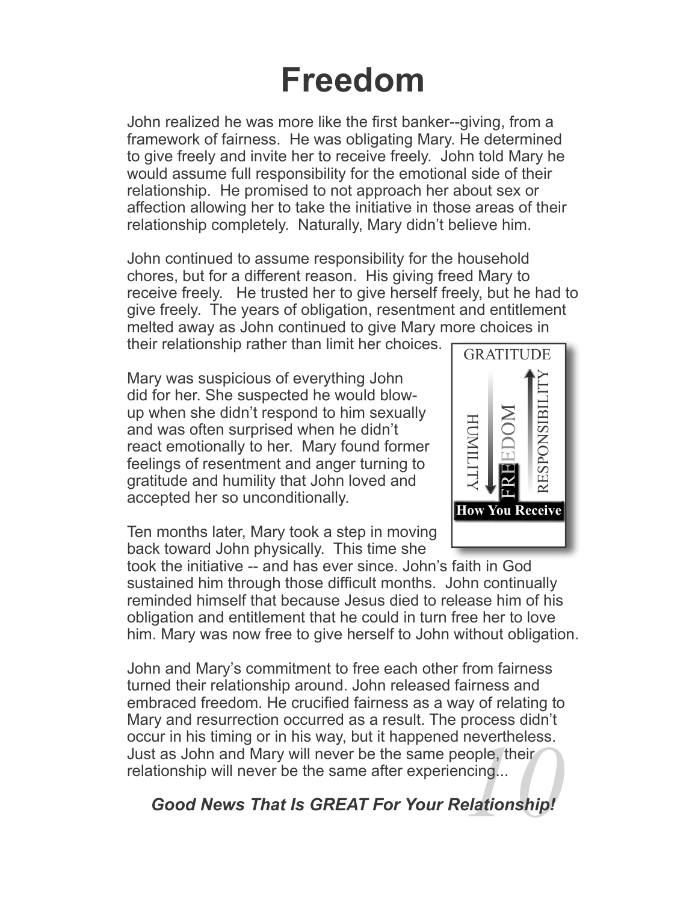# Freedom

John realized he was more like the first banker--giving, from a framework of fairness. He was obligating Mary. He determined to give freely and invite her to receive freely. John told Mary he would assume full responsibility for the emotional side of their relationship. He promised to not approach her about sex or affection allowing her to take the initiative in those areas of their relationship completely. Naturally, Mary didn't believe him.

John continued to assume responsibility for the household chores, but for a different reason. His giving freed Mary to receive freely. He trusted her to give herself freely, but he had to give freely. The years of obligation, resentment and entitlement melted away as John continued to give Mary more choices in their relationship rather than limit her choices.

GRATITUDE

HUMILITY — FREEDOM — RESPONSIBILITY

How You Receive

Mary was suspicious of everything John did for her. She suspected he would blow-up when she didn't respond to him sexually and was often surprised when he didn't react emotionally to her. Mary found former feelings of resentment and anger turning to gratitude and humility that John loved and accepted her so unconditionally.

Ten months later, Mary took a step in moving back toward John physically. This time she took the initiative -- and has ever since. John's faith in God sustained him through those difficult months. John continually reminded himself that because Jesus died to release him of his obligation and entitlement that he could in turn free her to love him. Mary was now free to give herself to John without obligation.

John and Mary's commitment to free each other from fairness turned their relationship around. John released fairness and embraced freedom. He crucified fairness as a way of relating to Mary and resurrection occurred as a result. The process didn't occur in his timing or in his way, but it happened nevertheless. Just as John and Mary will never be the same people, their relationship will never be the same after experiencing...

***Good News That Is GREAT For Your Relationship!***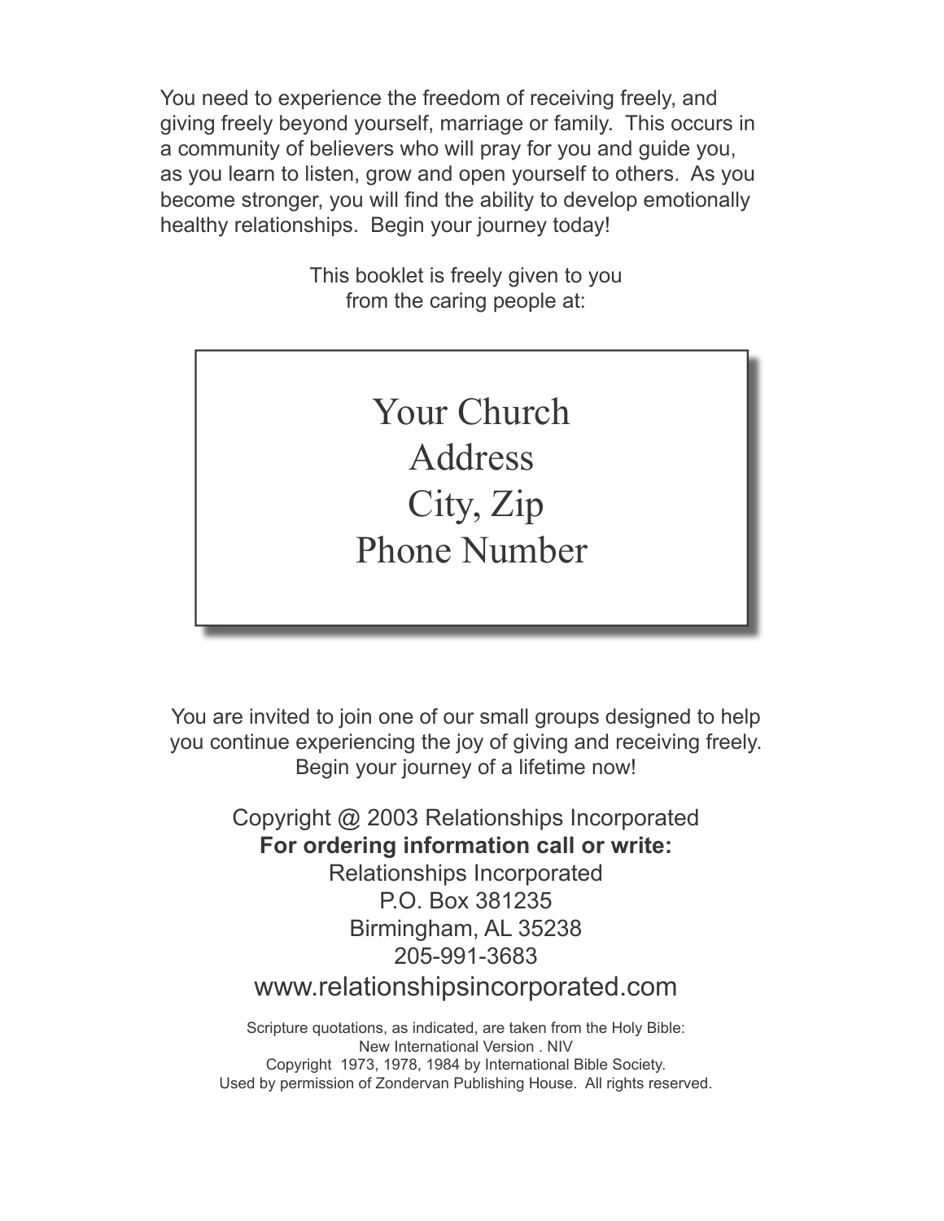You need to experience the freedom of receiving freely, and giving freely beyond yourself, marriage or family. This occurs in a community of believers who will pray for you and guide you, as you learn to listen, grow and open yourself to others. As you become stronger, you will find the ability to develop emotionally healthy relationships. Begin your journey today!

This booklet is freely given to you
from the caring people at:

Your Church
Address
City, Zip
Phone Number

You are invited to join one of our small groups designed to help you continue experiencing the joy of giving and receiving freely. Begin your journey of a lifetime now!

Copyright @ 2003 Relationships Incorporated
**For ordering information call or write:**
Relationships Incorporated
P.O. Box 381235
Birmingham, AL 35238
205-991-3683
www.relationshipsincorporated.com

Scripture quotations, as indicated, are taken from the Holy Bible:
New International Version . NIV
Copyright 1973, 1978, 1984 by International Bible Society.
Used by permission of Zondervan Publishing House. All rights reserved.